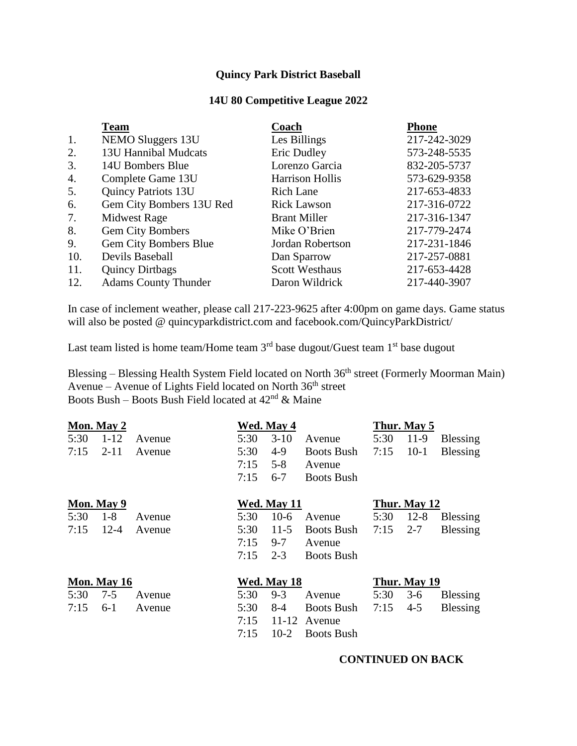# Quincy Park District Baseball

## 14U 80 Competitive League 2022

| | Team | Coach | Phone |
|---|---|---|---|
| 1. | NEMO Sluggers 13U | Les Billings | 217-242-3029 |
| 2. | 13U Hannibal Mudcats | Eric Dudley | 573-248-5535 |
| 3. | 14U Bombers Blue | Lorenzo Garcia | 832-205-5737 |
| 4. | Complete Game 13U | Harrison Hollis | 573-629-9358 |
| 5. | Quincy Patriots 13U | Rich Lane | 217-653-4833 |
| 6. | Gem City Bombers 13U Red | Rick Lawson | 217-316-0722 |
| 7. | Midwest Rage | Brant Miller | 217-316-1347 |
| 8. | Gem City Bombers | Mike O'Brien | 217-779-2474 |
| 9. | Gem City Bombers Blue | Jordan Robertson | 217-231-1846 |
| 10. | Devils Baseball | Dan Sparrow | 217-257-0881 |
| 11. | Quincy Dirtbags | Scott Westhaus | 217-653-4428 |
| 12. | Adams County Thunder | Daron Wildrick | 217-440-3907 |

In case of inclement weather, please call 217-223-9625 after 4:00pm on game days. Game status will also be posted @ quincyparkdistrict.com and facebook.com/QuincyParkDistrict/

Last team listed is home team/Home team 3rd base dugout/Guest team 1st base dugout

Blessing – Blessing Health System Field located on North 36th street (Formerly Moorman Main)
Avenue – Avenue of Lights Field located on North 36th street
Boots Bush – Boots Bush Field located at 42nd & Maine

**Mon. May 2**

| | | |
|---|---|---|
| 5:30 | 1-12 | Avenue |
| 7:15 | 2-11 | Avenue |

**Wed. May 4**

| | | |
|---|---|---|
| 5:30 | 3-10 | Avenue |
| 5:30 | 4-9 | Boots Bush |
| 7:15 | 5-8 | Avenue |
| 7:15 | 6-7 | Boots Bush |

**Thur. May 5**

| | | |
|---|---|---|
| 5:30 | 11-9 | Blessing |
| 7:15 | 10-1 | Blessing |

**Mon. May 9**

| | | |
|---|---|---|
| 5:30 | 1-8 | Avenue |
| 7:15 | 12-4 | Avenue |

**Wed. May 11**

| | | |
|---|---|---|
| 5:30 | 10-6 | Avenue |
| 5:30 | 11-5 | Boots Bush |
| 7:15 | 9-7 | Avenue |
| 7:15 | 2-3 | Boots Bush |

**Thur. May 12**

| | | |
|---|---|---|
| 5:30 | 12-8 | Blessing |
| 7:15 | 2-7 | Blessing |

**Mon. May 16**

| | | |
|---|---|---|
| 5:30 | 7-5 | Avenue |
| 7:15 | 6-1 | Avenue |

**Wed. May 18**

| | | |
|---|---|---|
| 5:30 | 9-3 | Avenue |
| 5:30 | 8-4 | Boots Bush |
| 7:15 | 11-12 | Avenue |
| 7:15 | 10-2 | Boots Bush |

**Thur. May 19**

| | | |
|---|---|---|
| 5:30 | 3-6 | Blessing |
| 7:15 | 4-5 | Blessing |

**CONTINUED ON BACK**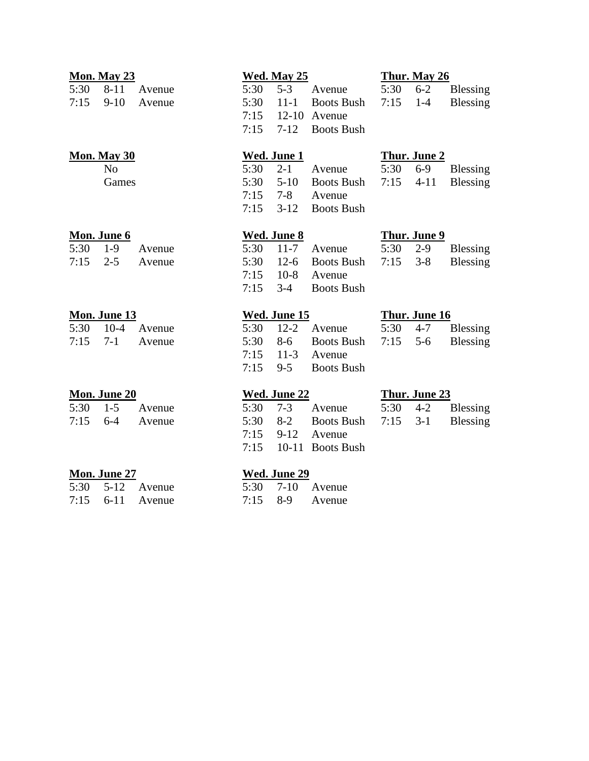**Mon. May 23**

| | | |
|---|---|---|
| 5:30 | 8-11 | Avenue |
| 7:15 | 9-10 | Avenue |

**Wed. May 25**

| | | |
|---|---|---|
| 5:30 | 5-3 | Avenue |
| 5:30 | 11-1 | Boots Bush |
| 7:15 | 12-10 | Avenue |
| 7:15 | 7-12 | Boots Bush |

**Thur. May 26**

| | | |
|---|---|---|
| 5:30 | 6-2 | Blessing |
| 7:15 | 1-4 | Blessing |

**Mon. May 30**

No Games

**Wed. June 1**

| | | |
|---|---|---|
| 5:30 | 2-1 | Avenue |
| 5:30 | 5-10 | Boots Bush |
| 7:15 | 7-8 | Avenue |
| 7:15 | 3-12 | Boots Bush |

**Thur. June 2**

| | | |
|---|---|---|
| 5:30 | 6-9 | Blessing |
| 7:15 | 4-11 | Blessing |

**Mon. June 6**

| | | |
|---|---|---|
| 5:30 | 1-9 | Avenue |
| 7:15 | 2-5 | Avenue |

**Wed. June 8**

| | | |
|---|---|---|
| 5:30 | 11-7 | Avenue |
| 5:30 | 12-6 | Boots Bush |
| 7:15 | 10-8 | Avenue |
| 7:15 | 3-4 | Boots Bush |

**Thur. June 9**

| | | |
|---|---|---|
| 5:30 | 2-9 | Blessing |
| 7:15 | 3-8 | Blessing |

**Mon. June 13**

| | | |
|---|---|---|
| 5:30 | 10-4 | Avenue |
| 7:15 | 7-1 | Avenue |

**Wed. June 15**

| | | |
|---|---|---|
| 5:30 | 12-2 | Avenue |
| 5:30 | 8-6 | Boots Bush |
| 7:15 | 11-3 | Avenue |
| 7:15 | 9-5 | Boots Bush |

**Thur. June 16**

| | | |
|---|---|---|
| 5:30 | 4-7 | Blessing |
| 7:15 | 5-6 | Blessing |

**Mon. June 20**

| | | |
|---|---|---|
| 5:30 | 1-5 | Avenue |
| 7:15 | 6-4 | Avenue |

**Wed. June 22**

| | | |
|---|---|---|
| 5:30 | 7-3 | Avenue |
| 5:30 | 8-2 | Boots Bush |
| 7:15 | 9-12 | Avenue |
| 7:15 | 10-11 | Boots Bush |

**Thur. June 23**

| | | |
|---|---|---|
| 5:30 | 4-2 | Blessing |
| 7:15 | 3-1 | Blessing |

**Mon. June 27**

| | | |
|---|---|---|
| 5:30 | 5-12 | Avenue |
| 7:15 | 6-11 | Avenue |

**Wed. June 29**

| | | |
|---|---|---|
| 5:30 | 7-10 | Avenue |
| 7:15 | 8-9 | Avenue |